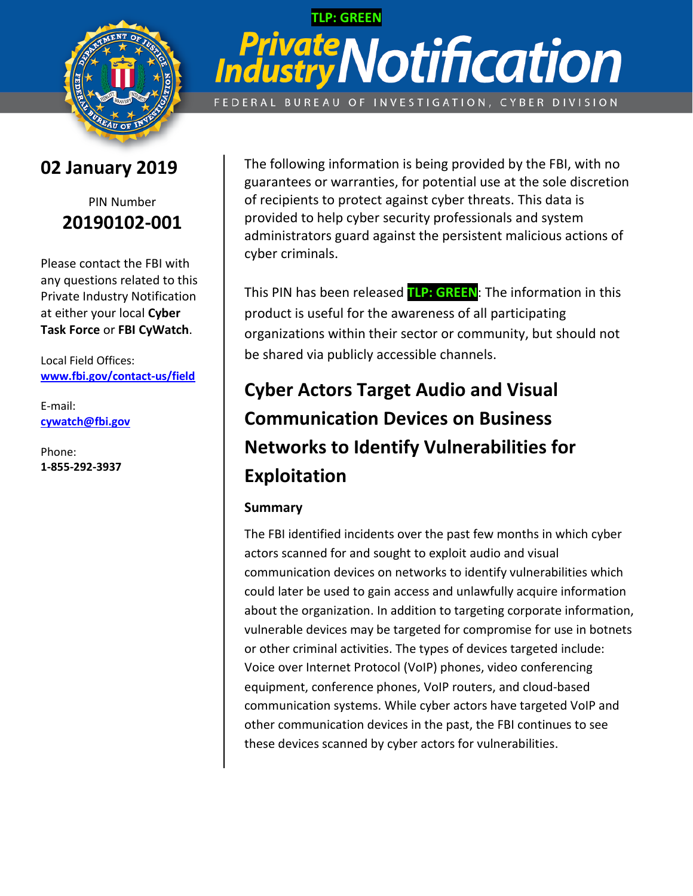TLP: GREEN

# Private Industry Notification

FEDERAL BUREAU OF INVESTIGATION, CYBER DIVISION

**02 January 2019**

PIN Number
**20190102-001**

Please contact the FBI with any questions related to this Private Industry Notification at either your local **Cyber Task Force** or **FBI CyWatch**.

Local Field Offices: **www.fbi.gov/contact-us/field**

E-mail: **cywatch@fbi.gov**

Phone: **1-855-292-3937**

The following information is being provided by the FBI, with no guarantees or warranties, for potential use at the sole discretion of recipients to protect against cyber threats. This data is provided to help cyber security professionals and system administrators guard against the persistent malicious actions of cyber criminals.

This PIN has been released **TLP: GREEN**: The information in this product is useful for the awareness of all participating organizations within their sector or community, but should not be shared via publicly accessible channels.

## Cyber Actors Target Audio and Visual Communication Devices on Business Networks to Identify Vulnerabilities for Exploitation

### Summary

The FBI identified incidents over the past few months in which cyber actors scanned for and sought to exploit audio and visual communication devices on networks to identify vulnerabilities which could later be used to gain access and unlawfully acquire information about the organization. In addition to targeting corporate information, vulnerable devices may be targeted for compromise for use in botnets or other criminal activities. The types of devices targeted include: Voice over Internet Protocol (VoIP) phones, video conferencing equipment, conference phones, VoIP routers, and cloud-based communication systems. While cyber actors have targeted VoIP and other communication devices in the past, the FBI continues to see these devices scanned by cyber actors for vulnerabilities.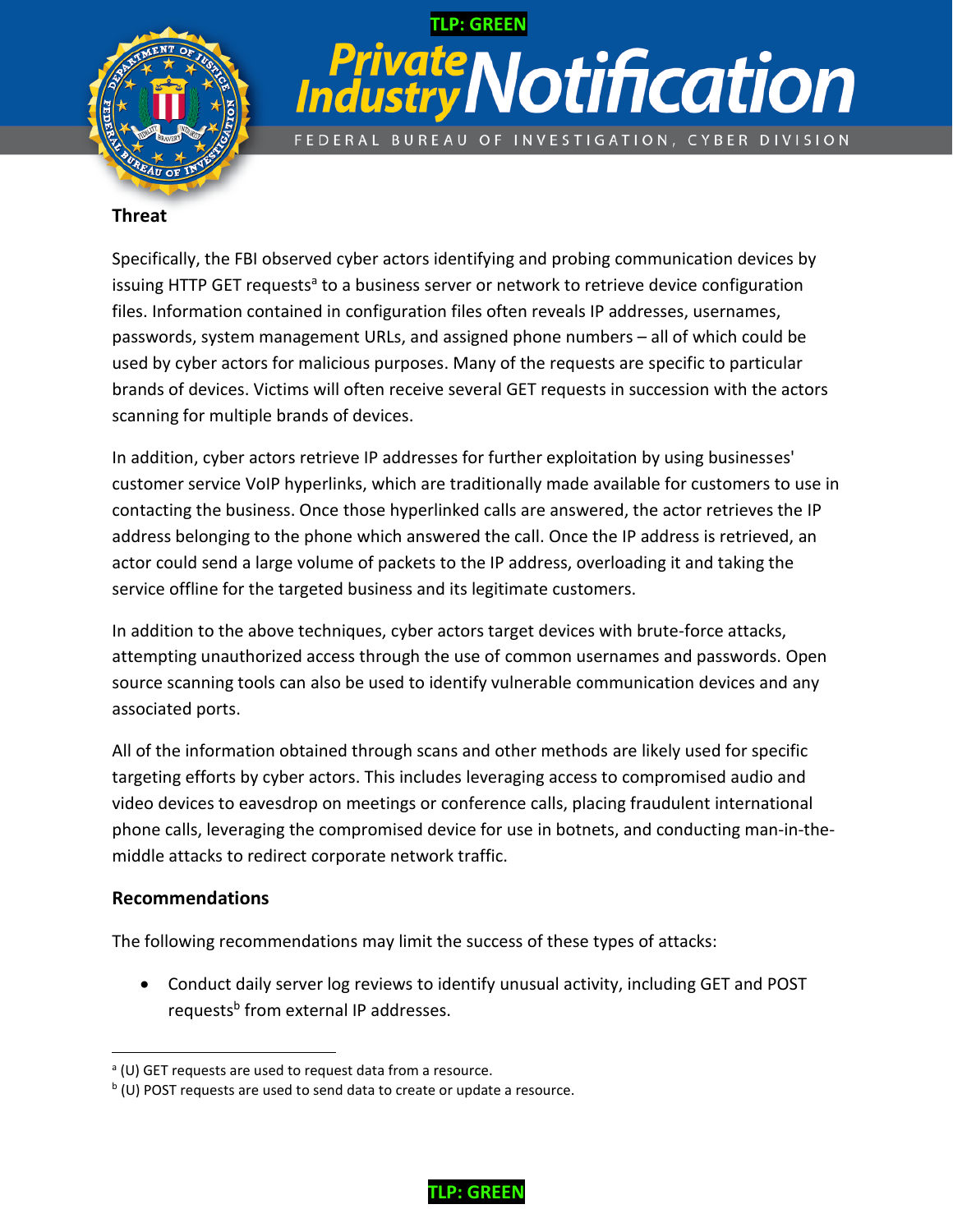### Threat

Specifically, the FBI observed cyber actors identifying and probing communication devices by issuing HTTP GET requests[a] to a business server or network to retrieve device configuration files. Information contained in configuration files often reveals IP addresses, usernames, passwords, system management URLs, and assigned phone numbers – all of which could be used by cyber actors for malicious purposes. Many of the requests are specific to particular brands of devices. Victims will often receive several GET requests in succession with the actors scanning for multiple brands of devices.

In addition, cyber actors retrieve IP addresses for further exploitation by using businesses' customer service VoIP hyperlinks, which are traditionally made available for customers to use in contacting the business. Once those hyperlinked calls are answered, the actor retrieves the IP address belonging to the phone which answered the call. Once the IP address is retrieved, an actor could send a large volume of packets to the IP address, overloading it and taking the service offline for the targeted business and its legitimate customers.

In addition to the above techniques, cyber actors target devices with brute-force attacks, attempting unauthorized access through the use of common usernames and passwords. Open source scanning tools can also be used to identify vulnerable communication devices and any associated ports.

All of the information obtained through scans and other methods are likely used for specific targeting efforts by cyber actors. This includes leveraging access to compromised audio and video devices to eavesdrop on meetings or conference calls, placing fraudulent international phone calls, leveraging the compromised device for use in botnets, and conducting man-in-the-middle attacks to redirect corporate network traffic.

### Recommendations

The following recommendations may limit the success of these types of attacks:

- Conduct daily server log reviews to identify unusual activity, including GET and POST requests[b] from external IP addresses.

---

[a] (U) GET requests are used to request data from a resource.

[b] (U) POST requests are used to send data to create or update a resource.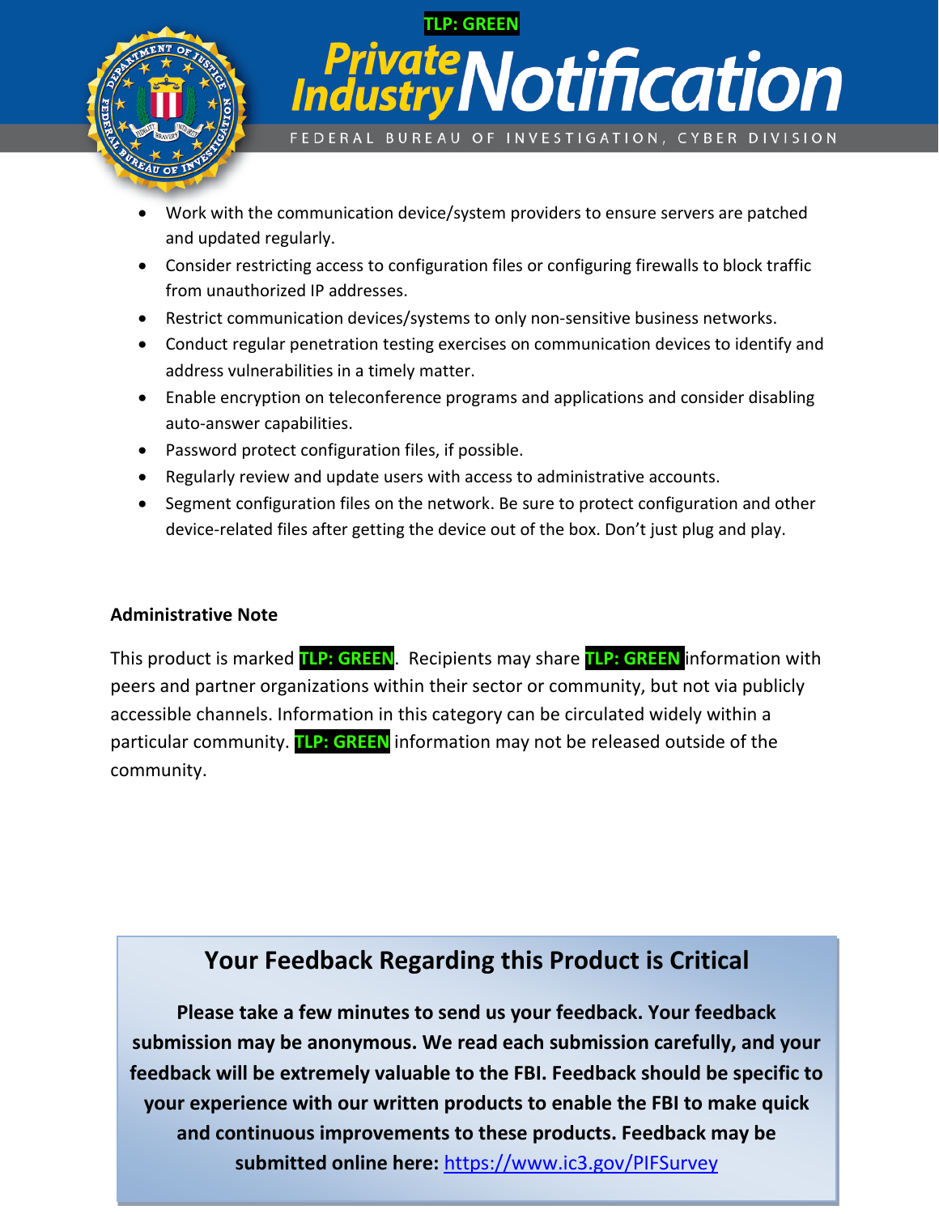- Work with the communication device/system providers to ensure servers are patched and updated regularly.
- Consider restricting access to configuration files or configuring firewalls to block traffic from unauthorized IP addresses.
- Restrict communication devices/systems to only non-sensitive business networks.
- Conduct regular penetration testing exercises on communication devices to identify and address vulnerabilities in a timely matter.
- Enable encryption on teleconference programs and applications and consider disabling auto-answer capabilities.
- Password protect configuration files, if possible.
- Regularly review and update users with access to administrative accounts.
- Segment configuration files on the network. Be sure to protect configuration and other device-related files after getting the device out of the box. Don't just plug and play.

**Administrative Note**

This product is marked **TLP: GREEN**. Recipients may share **TLP: GREEN** information with peers and partner organizations within their sector or community, but not via publicly accessible channels. Information in this category can be circulated widely within a particular community. **TLP: GREEN** information may not be released outside of the community.

## Your Feedback Regarding this Product is Critical

**Please take a few minutes to send us your feedback. Your feedback submission may be anonymous. We read each submission carefully, and your feedback will be extremely valuable to the FBI. Feedback should be specific to your experience with our written products to enable the FBI to make quick and continuous improvements to these products. Feedback may be submitted online here: [https://www.ic3.gov/PIFSurvey](https://www.ic3.gov/PIFSurvey)**